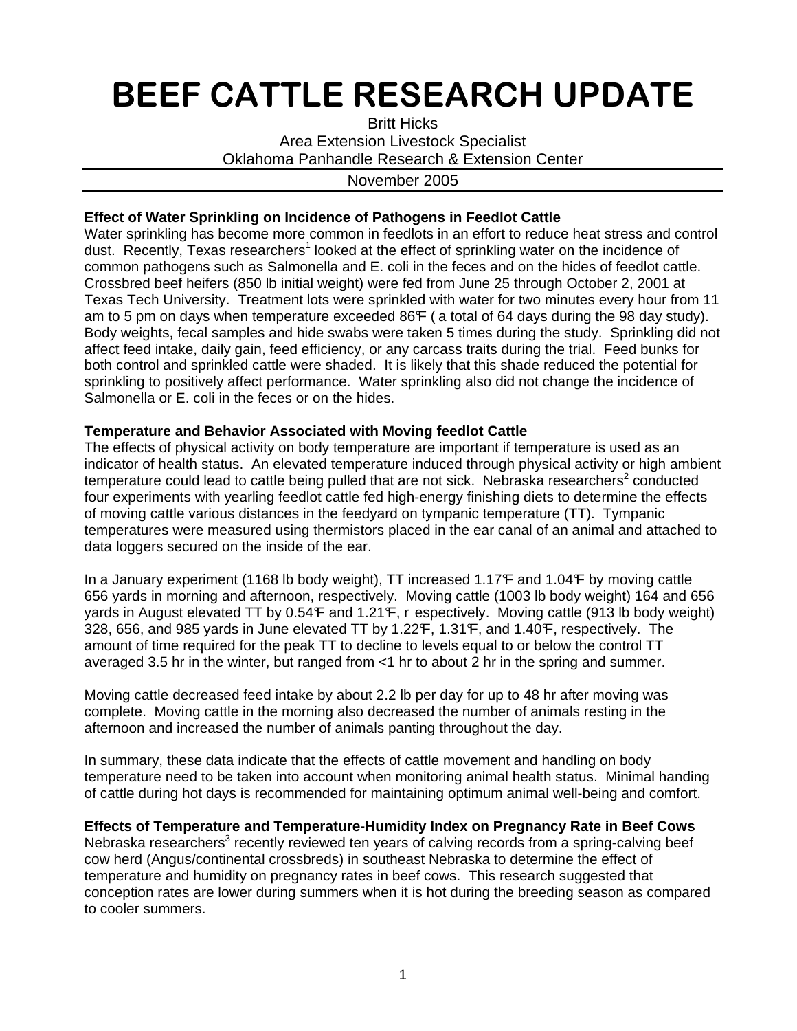# BEEF CATTLE RESEARCH UPDATE

Britt Hicks
Area Extension Livestock Specialist
Oklahoma Panhandle Research & Extension Center

November 2005

**Effect of Water Sprinkling on Incidence of Pathogens in Feedlot Cattle**
Water sprinkling has become more common in feedlots in an effort to reduce heat stress and control dust. Recently, Texas researchers[1] looked at the effect of sprinkling water on the incidence of common pathogens such as Salmonella and E. coli in the feces and on the hides of feedlot cattle. Crossbred beef heifers (850 lb initial weight) were fed from June 25 through October 2, 2001 at Texas Tech University. Treatment lots were sprinkled with water for two minutes every hour from 11 am to 5 pm on days when temperature exceeded 86°F ( a total of 64 days during the 98 day study). Body weights, fecal samples and hide swabs were taken 5 times during the study. Sprinkling did not affect feed intake, daily gain, feed efficiency, or any carcass traits during the trial. Feed bunks for both control and sprinkled cattle were shaded. It is likely that this shade reduced the potential for sprinkling to positively affect performance. Water sprinkling also did not change the incidence of Salmonella or E. coli in the feces or on the hides.

**Temperature and Behavior Associated with Moving feedlot Cattle**
The effects of physical activity on body temperature are important if temperature is used as an indicator of health status. An elevated temperature induced through physical activity or high ambient temperature could lead to cattle being pulled that are not sick. Nebraska researchers[2] conducted four experiments with yearling feedlot cattle fed high-energy finishing diets to determine the effects of moving cattle various distances in the feedyard on tympanic temperature (TT). Tympanic temperatures were measured using thermistors placed in the ear canal of an animal and attached to data loggers secured on the inside of the ear.

In a January experiment (1168 lb body weight), TT increased 1.17°F and 1.04°F by moving cattle 656 yards in morning and afternoon, respectively. Moving cattle (1003 lb body weight) 164 and 656 yards in August elevated TT by 0.54°F and 1.21°F, respectively. Moving cattle (913 lb body weight) 328, 656, and 985 yards in June elevated TT by 1.22°F, 1.31°F, and 1.40°F, respectively. The amount of time required for the peak TT to decline to levels equal to or below the control TT averaged 3.5 hr in the winter, but ranged from <1 hr to about 2 hr in the spring and summer.

Moving cattle decreased feed intake by about 2.2 lb per day for up to 48 hr after moving was complete. Moving cattle in the morning also decreased the number of animals resting in the afternoon and increased the number of animals panting throughout the day.

In summary, these data indicate that the effects of cattle movement and handling on body temperature need to be taken into account when monitoring animal health status. Minimal handing of cattle during hot days is recommended for maintaining optimum animal well-being and comfort.

**Effects of Temperature and Temperature-Humidity Index on Pregnancy Rate in Beef Cows**
Nebraska researchers[3] recently reviewed ten years of calving records from a spring-calving beef cow herd (Angus/continental crossbreds) in southeast Nebraska to determine the effect of temperature and humidity on pregnancy rates in beef cows. This research suggested that conception rates are lower during summers when it is hot during the breeding season as compared to cooler summers.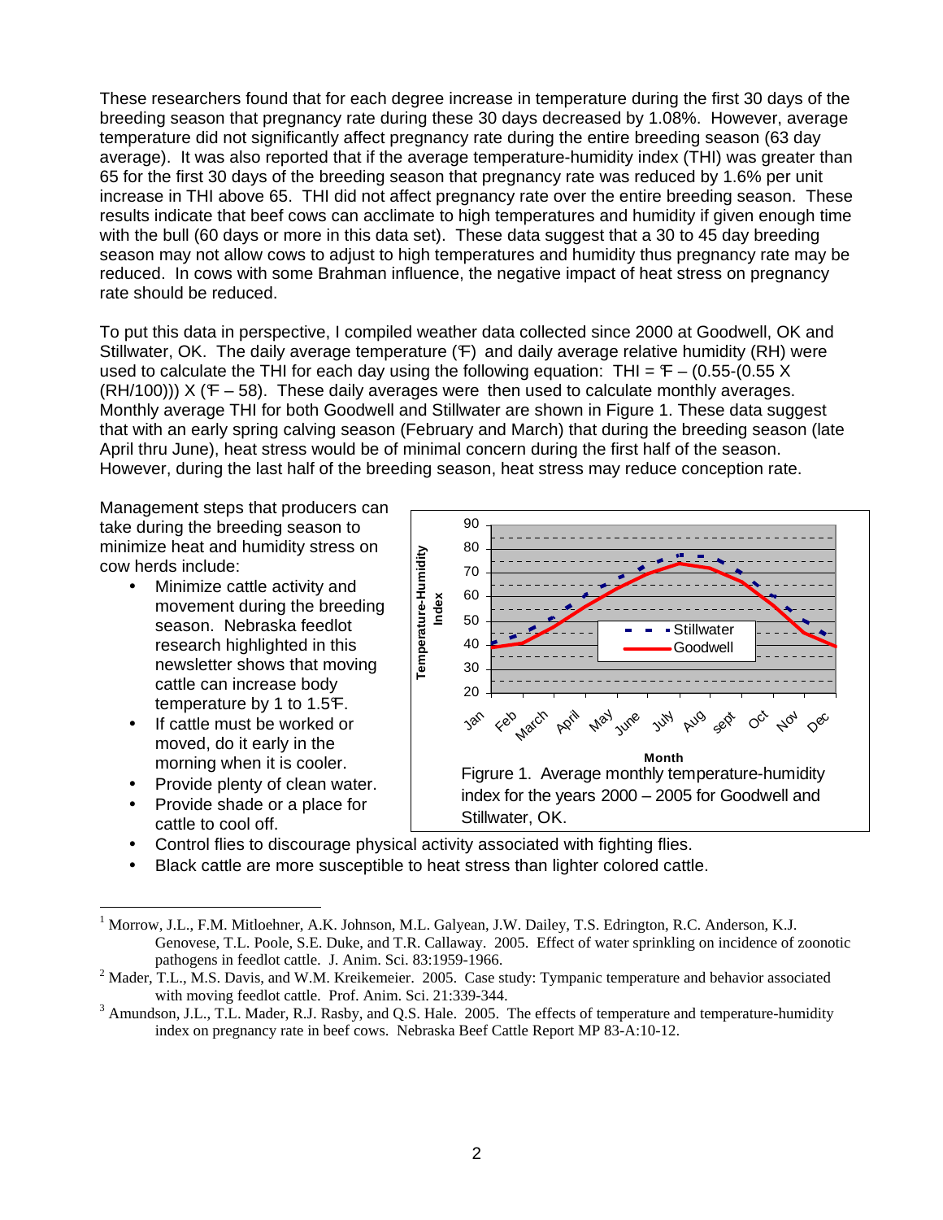These researchers found that for each degree increase in temperature during the first 30 days of the breeding season that pregnancy rate during these 30 days decreased by 1.08%. However, average temperature did not significantly affect pregnancy rate during the entire breeding season (63 day average). It was also reported that if the average temperature-humidity index (THI) was greater than 65 for the first 30 days of the breeding season that pregnancy rate was reduced by 1.6% per unit increase in THI above 65. THI did not affect pregnancy rate over the entire breeding season. These results indicate that beef cows can acclimate to high temperatures and humidity if given enough time with the bull (60 days or more in this data set). These data suggest that a 30 to 45 day breeding season may not allow cows to adjust to high temperatures and humidity thus pregnancy rate may be reduced. In cows with some Brahman influence, the negative impact of heat stress on pregnancy rate should be reduced.

To put this data in perspective, I compiled weather data collected since 2000 at Goodwell, OK and Stillwater, OK. The daily average temperature (°F) and daily average relative humidity (RH) were used to calculate the THI for each day using the following equation: $THI = °F - (0.55 - (0.55 \times (RH/100))) \times (°F - 58)$. These daily averages were then used to calculate monthly averages. Monthly average THI for both Goodwell and Stillwater are shown in Figure 1. These data suggest that with an early spring calving season (February and March) that during the breeding season (late April thru June), heat stress would be of minimal concern during the first half of the season. However, during the last half of the breeding season, heat stress may reduce conception rate.

Temperature-Humidity Index
90
80
70
60
50
40
30
20
Jan Feb March April May June July Aug sept Oct Nov Dec
Month
Stillwater
Goodwell

Figrure 1. Average monthly temperature-humidity index for the years 2000 – 2005 for Goodwell and Stillwater, OK.

Management steps that producers can take during the breeding season to minimize heat and humidity stress on cow herds include:

- Minimize cattle activity and movement during the breeding season. Nebraska feedlot research highlighted in this newsletter shows that moving cattle can increase body temperature by 1 to 1.5°F.
- If cattle must be worked or moved, do it early in the morning when it is cooler.
- Provide plenty of clean water.
- Provide shade or a place for cattle to cool off.
- Control flies to discourage physical activity associated with fighting flies.
- Black cattle are more susceptible to heat stress than lighter colored cattle.

---

[1] Morrow, J.L., F.M. Mitloehner, A.K. Johnson, M.L. Galyean, J.W. Dailey, T.S. Edrington, R.C. Anderson, K.J. Genovese, T.L. Poole, S.E. Duke, and T.R. Callaway. 2005. Effect of water sprinkling on incidence of zoonotic pathogens in feedlot cattle. J. Anim. Sci. 83:1959-1966.

[2] Mader, T.L., M.S. Davis, and W.M. Kreikemeier. 2005. Case study: Tympanic temperature and behavior associated with moving feedlot cattle. Prof. Anim. Sci. 21:339-344.

[3] Amundson, J.L., T.L. Mader, R.J. Rasby, and Q.S. Hale. 2005. The effects of temperature and temperature-humidity index on pregnancy rate in beef cows. Nebraska Beef Cattle Report MP 83-A:10-12.